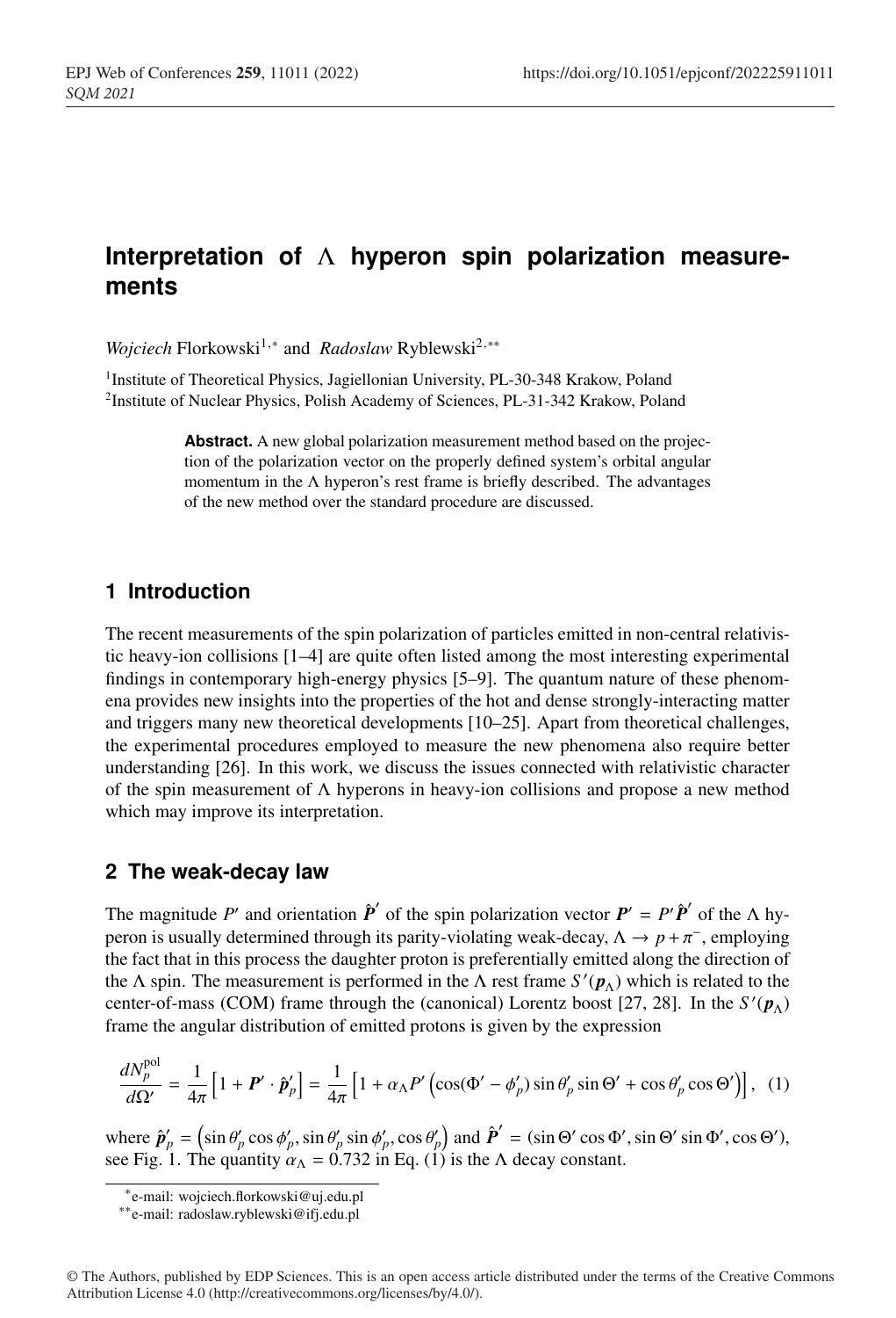# Interpretation of Λ hyperon spin polarization measurements

*Wojciech* Florkowski[1,*] and *Radoslaw* Ryblewski[2,**]

[1]Institute of Theoretical Physics, Jagiellonian University, PL-30-348 Krakow, Poland
[2]Institute of Nuclear Physics, Polish Academy of Sciences, PL-31-342 Krakow, Poland

**Abstract.** A new global polarization measurement method based on the projection of the polarization vector on the properly defined system's orbital angular momentum in the Λ hyperon's rest frame is briefly described. The advantages of the new method over the standard procedure are discussed.

## 1 Introduction

The recent measurements of the spin polarization of particles emitted in non-central relativistic heavy-ion collisions [1–4] are quite often listed among the most interesting experimental findings in contemporary high-energy physics [5–9]. The quantum nature of these phenomena provides new insights into the properties of the hot and dense strongly-interacting matter and triggers many new theoretical developments [10–25]. Apart from theoretical challenges, the experimental procedures employed to measure the new phenomena also require better understanding [26]. In this work, we discuss the issues connected with relativistic character of the spin measurement of Λ hyperons in heavy-ion collisions and propose a new method which may improve its interpretation.

## 2 The weak-decay law

The magnitude $P'$ and orientation $\hat{\boldsymbol{P}}'$ of the spin polarization vector $\boldsymbol{P}' = P'\hat{\boldsymbol{P}}'$ of the Λ hyperon is usually determined through its parity-violating weak-decay, $\Lambda \to p + \pi^-$, employing the fact that in this process the daughter proton is preferentially emitted along the direction of the Λ spin. The measurement is performed in the Λ rest frame $S'(\boldsymbol{p}_\Lambda)$ which is related to the center-of-mass (COM) frame through the (canonical) Lorentz boost [27, 28]. In the $S'(\boldsymbol{p}_\Lambda)$ frame the angular distribution of emitted protons is given by the expression

$$\frac{dN_p^{\rm pol}}{d\Omega'} = \frac{1}{4\pi}\left[1 + \boldsymbol{P}' \cdot \hat{\boldsymbol{p}}_p'\right] = \frac{1}{4\pi}\left[1 + \alpha_\Lambda P'\left(\cos(\Phi' - \phi_p')\sin\theta_p'\sin\Theta' + \cos\theta_p'\cos\Theta'\right)\right], \quad (1)$$

where $\hat{\boldsymbol{p}}_p' = \left(\sin\theta_p'\cos\phi_p', \sin\theta_p'\sin\phi_p', \cos\theta_p'\right)$ and $\hat{\boldsymbol{P}}' = (\sin\Theta'\cos\Phi', \sin\Theta'\sin\Phi', \cos\Theta')$, see Fig. 1. The quantity $\alpha_\Lambda = 0.732$ in Eq. (1) is the Λ decay constant.

*e-mail: wojciech.florkowski@uj.edu.pl
**e-mail: radoslaw.ryblewski@ifj.edu.pl

© The Authors, published by EDP Sciences. This is an open access article distributed under the terms of the Creative Commons Attribution License 4.0 (http://creativecommons.org/licenses/by/4.0/).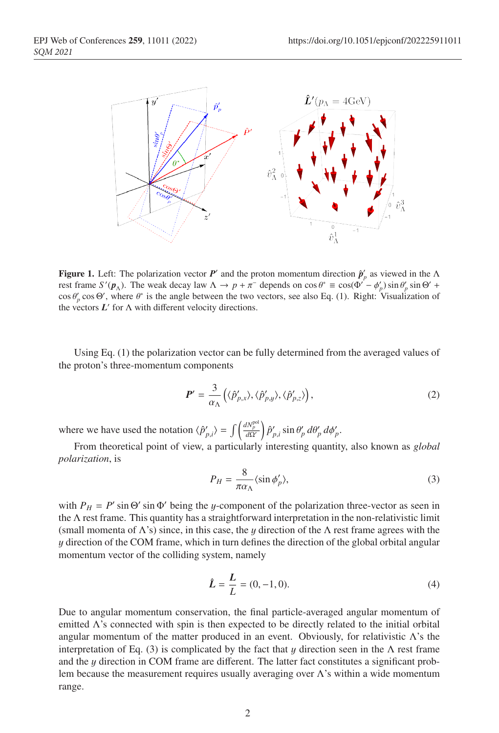$y'$

$\hat{p}'_p$

$\hat{P}'$

$\sin\theta'_p$

$\sin\Theta'$

$\theta^*$

$x'$

$\cos\Theta'$

$\cos\theta'_p$

$z'$

$\hat{\boldsymbol{L}}'(p_\Lambda = 4\text{GeV})$

1

$\hat{v}^2_\Lambda$ 0

−1

1

0 $\hat{v}^3_\Lambda$

−1

1

0

−1

$\hat{v}^1_\Lambda$

**Figure 1.** Left: The polarization vector $\boldsymbol{P}'$ and the proton momentum direction $\hat{\boldsymbol{p}}'_p$ as viewed in the $\Lambda$ rest frame $S'(\boldsymbol{p}_\Lambda)$. The weak decay law $\Lambda \to p + \pi^-$ depends on $\cos\theta^* \equiv \cos(\Phi' - \phi'_p)\sin\theta'_p \sin\Theta' + \cos\theta'_p \cos\Theta'$, where $\theta^*$ is the angle between the two vectors, see also Eq. (1). Right: Visualization of the vectors $\boldsymbol{L}'$ for $\Lambda$ with different velocity directions.

Using Eq. (1) the polarization vector can be fully determined from the averaged values of the proton's three-momentum components

$$\boldsymbol{P}' = \frac{3}{\alpha_\Lambda}\left(\langle \hat{p}'_{p,x}\rangle, \langle \hat{p}'_{p,y}\rangle, \langle \hat{p}'_{p,z}\rangle\right), \tag{2}$$

where we have used the notation $\langle \hat{p}'_{p,i}\rangle = \int \left(\frac{dN_p^{\rm pol}}{d\Omega'}\right) \hat{p}'_{p,i} \sin\theta'_p \, d\theta'_p \, d\phi'_p$.

From theoretical point of view, a particularly interesting quantity, also known as *global polarization*, is

$$P_H = \frac{8}{\pi \alpha_\Lambda}\langle \sin\phi'_p\rangle, \tag{3}$$

with $P_H = P' \sin\Theta' \sin\Phi'$ being the $y$-component of the polarization three-vector as seen in the $\Lambda$ rest frame. This quantity has a straightforward interpretation in the non-relativistic limit (small momenta of $\Lambda$'s) since, in this case, the $y$ direction of the $\Lambda$ rest frame agrees with the $y$ direction of the COM frame, which in turn defines the direction of the global orbital angular momentum vector of the colliding system, namely

$$\hat{\boldsymbol{L}} = \frac{\boldsymbol{L}}{L} = (0, -1, 0). \tag{4}$$

Due to angular momentum conservation, the final particle-averaged angular momentum of emitted $\Lambda$'s connected with spin is then expected to be directly related to the initial orbital angular momentum of the matter produced in an event. Obviously, for relativistic $\Lambda$'s the interpretation of Eq. (3) is complicated by the fact that $y$ direction seen in the $\Lambda$ rest frame and the $y$ direction in COM frame are different. The latter fact constitutes a significant problem because the measurement requires usually averaging over $\Lambda$'s within a wide momentum range.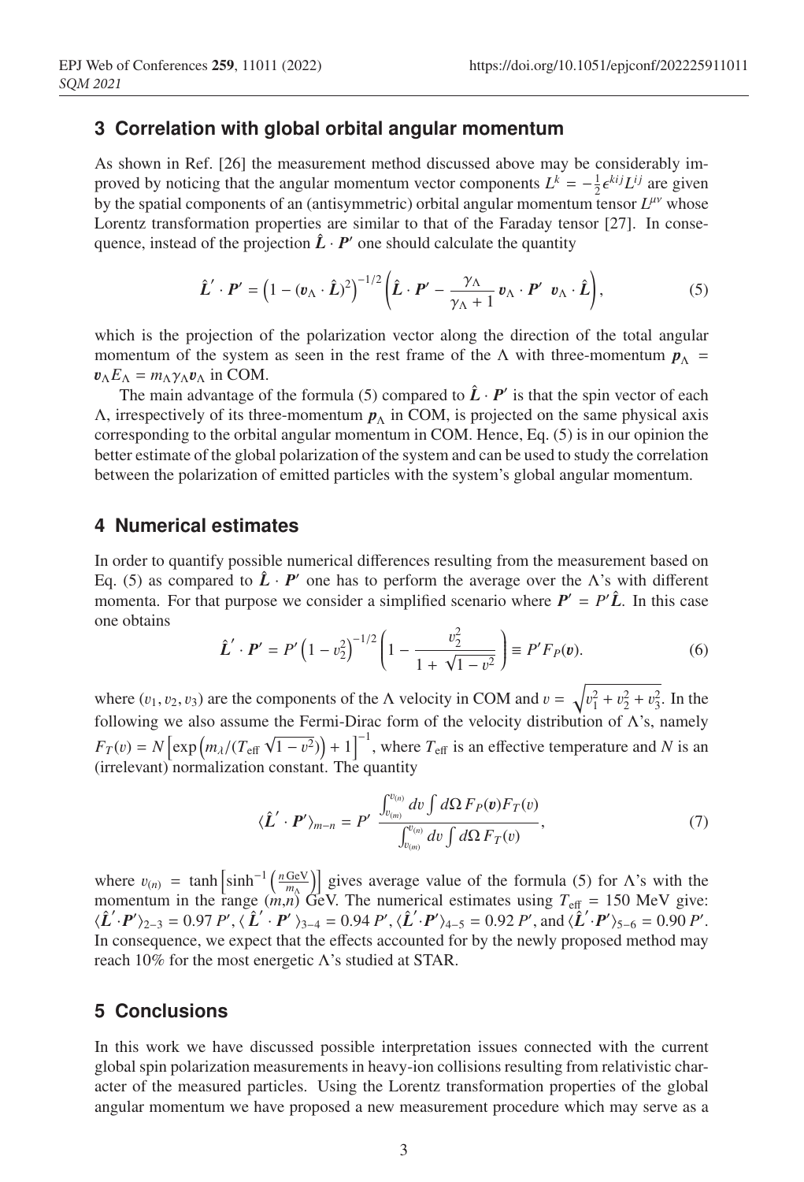## 3 Correlation with global orbital angular momentum

As shown in Ref. [26] the measurement method discussed above may be considerably improved by noticing that the angular momentum vector components $L^k = -\frac{1}{2}\epsilon^{kij}L^{ij}$ are given by the spatial components of an (antisymmetric) orbital angular momentum tensor $L^{\mu\nu}$ whose Lorentz transformation properties are similar to that of the Faraday tensor [27]. In consequence, instead of the projection $\hat{\boldsymbol{L}} \cdot \boldsymbol{P}'$ one should calculate the quantity

$$\hat{\boldsymbol{L}}' \cdot \boldsymbol{P}' = \left(1 - (\boldsymbol{v}_\Lambda \cdot \hat{\boldsymbol{L}})^2\right)^{-1/2} \left(\hat{\boldsymbol{L}} \cdot \boldsymbol{P}' - \frac{\gamma_\Lambda}{\gamma_\Lambda + 1}\, \boldsymbol{v}_\Lambda \cdot \boldsymbol{P}' \;\; \boldsymbol{v}_\Lambda \cdot \hat{\boldsymbol{L}}\right), \tag{5}$$

which is the projection of the polarization vector along the direction of the total angular momentum of the system as seen in the rest frame of the $\Lambda$ with three-momentum $\boldsymbol{p}_\Lambda = \boldsymbol{v}_\Lambda E_\Lambda = m_\Lambda \gamma_\Lambda \boldsymbol{v}_\Lambda$ in COM.

The main advantage of the formula (5) compared to $\hat{\boldsymbol{L}} \cdot \boldsymbol{P}'$ is that the spin vector of each $\Lambda$, irrespectively of its three-momentum $\boldsymbol{p}_\Lambda$ in COM, is projected on the same physical axis corresponding to the orbital angular momentum in COM. Hence, Eq. (5) is in our opinion the better estimate of the global polarization of the system and can be used to study the correlation between the polarization of emitted particles with the system's global angular momentum.

## 4 Numerical estimates

In order to quantify possible numerical differences resulting from the measurement based on Eq. (5) as compared to $\hat{\boldsymbol{L}} \cdot \boldsymbol{P}'$ one has to perform the average over the $\Lambda$'s with different momenta. For that purpose we consider a simplified scenario where $\boldsymbol{P}' = P'\hat{\boldsymbol{L}}$. In this case one obtains

$$\hat{\boldsymbol{L}}' \cdot \boldsymbol{P}' = P' \left(1 - v_2^2\right)^{-1/2} \left(1 - \frac{v_2^2}{1 + \sqrt{1 - v^2}}\right) \equiv P' F_P(\boldsymbol{v}). \tag{6}$$

where $(v_1, v_2, v_3)$ are the components of the $\Lambda$ velocity in COM and $v = \sqrt{v_1^2 + v_2^2 + v_3^2}$. In the following we also assume the Fermi-Dirac form of the velocity distribution of $\Lambda$'s, namely $F_T(v) = N\left[\exp\left(m_\lambda/(T_{\rm eff}\sqrt{1 - v^2})\right) + 1\right]^{-1}$, where $T_{\rm eff}$ is an effective temperature and $N$ is an (irrelevant) normalization constant. The quantity

$$\langle \hat{\boldsymbol{L}}' \cdot \boldsymbol{P}' \rangle_{m-n} = P' \; \frac{\int_{v_{(m)}}^{v_{(n)}} dv \int d\Omega \, F_P(\boldsymbol{v}) F_T(v)}{\int_{v_{(m)}}^{v_{(n)}} dv \int d\Omega \, F_T(v)}, \tag{7}$$

where $v_{(n)} = \tanh\left[\sinh^{-1}\left(\frac{n\,{\rm GeV}}{m_\Lambda}\right)\right]$ gives average value of the formula (5) for $\Lambda$'s with the momentum in the range $(m,n)$ GeV. The numerical estimates using $T_{\rm eff} = 150$ MeV give: $\langle \hat{\boldsymbol{L}}' \cdot \boldsymbol{P}' \rangle_{2-3} = 0.97\, P'$, $\langle \hat{\boldsymbol{L}}' \cdot \boldsymbol{P}' \rangle_{3-4} = 0.94\, P'$, $\langle \hat{\boldsymbol{L}}' \cdot \boldsymbol{P}' \rangle_{4-5} = 0.92\, P'$, and $\langle \hat{\boldsymbol{L}}' \cdot \boldsymbol{P}' \rangle_{5-6} = 0.90\, P'$. In consequence, we expect that the effects accounted for by the newly proposed method may reach 10% for the most energetic $\Lambda$'s studied at STAR.

## 5 Conclusions

In this work we have discussed possible interpretation issues connected with the current global spin polarization measurements in heavy-ion collisions resulting from relativistic character of the measured particles. Using the Lorentz transformation properties of the global angular momentum we have proposed a new measurement procedure which may serve as a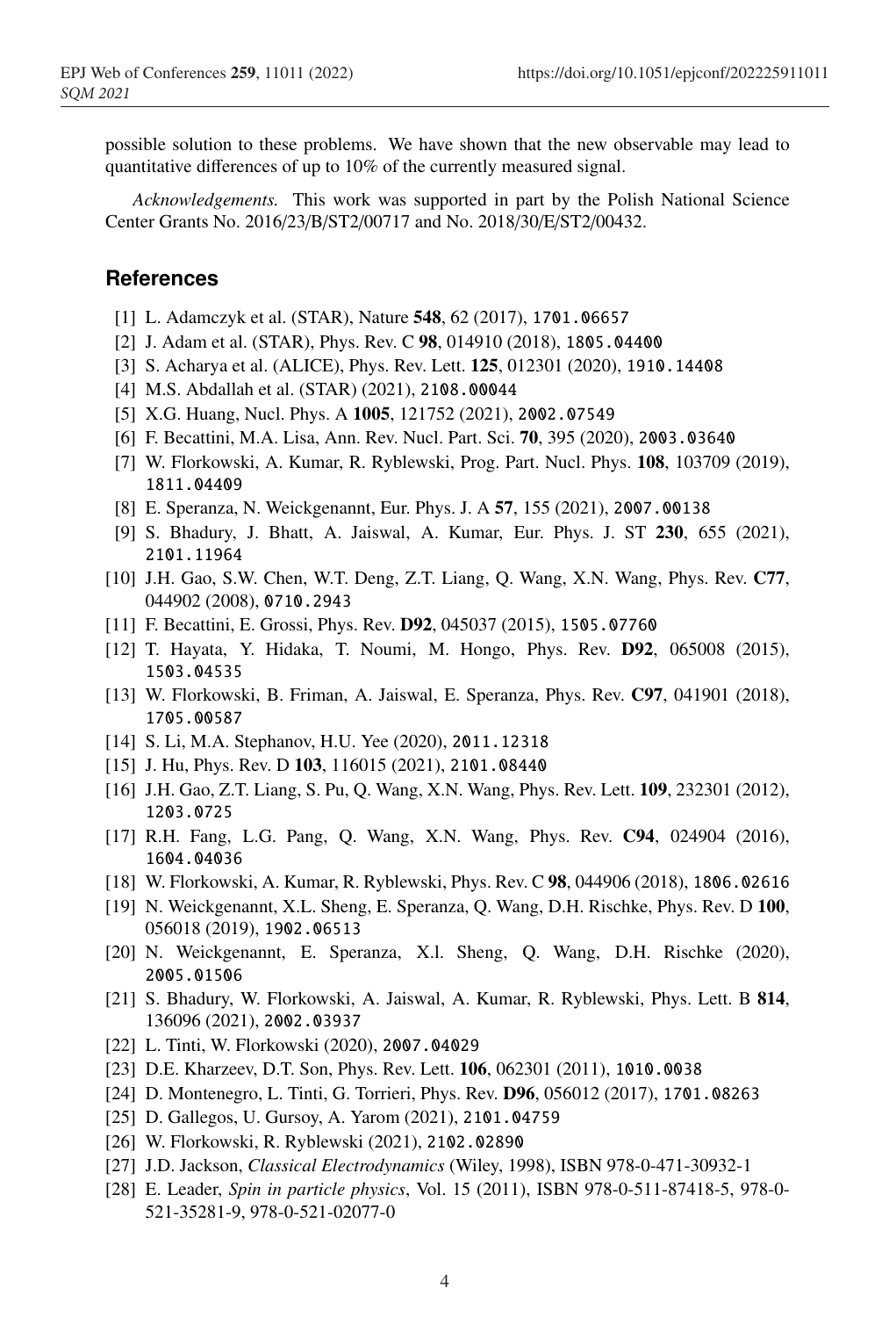possible solution to these problems. We have shown that the new observable may lead to quantitative differences of up to 10% of the currently measured signal.

*Acknowledgements.* This work was supported in part by the Polish National Science Center Grants No. 2016/23/B/ST2/00717 and No. 2018/30/E/ST2/00432.

## References

[1] L. Adamczyk et al. (STAR), Nature **548**, 62 (2017), 1701.06657

[2] J. Adam et al. (STAR), Phys. Rev. C **98**, 014910 (2018), 1805.04400

[3] S. Acharya et al. (ALICE), Phys. Rev. Lett. **125**, 012301 (2020), 1910.14408

[4] M.S. Abdallah et al. (STAR) (2021), 2108.00044

[5] X.G. Huang, Nucl. Phys. A **1005**, 121752 (2021), 2002.07549

[6] F. Becattini, M.A. Lisa, Ann. Rev. Nucl. Part. Sci. **70**, 395 (2020), 2003.03640

[7] W. Florkowski, A. Kumar, R. Ryblewski, Prog. Part. Nucl. Phys. **108**, 103709 (2019), 1811.04409

[8] E. Speranza, N. Weickgenannt, Eur. Phys. J. A **57**, 155 (2021), 2007.00138

[9] S. Bhadury, J. Bhatt, A. Jaiswal, A. Kumar, Eur. Phys. J. ST **230**, 655 (2021), 2101.11964

[10] J.H. Gao, S.W. Chen, W.T. Deng, Z.T. Liang, Q. Wang, X.N. Wang, Phys. Rev. **C77**, 044902 (2008), 0710.2943

[11] F. Becattini, E. Grossi, Phys. Rev. **D92**, 045037 (2015), 1505.07760

[12] T. Hayata, Y. Hidaka, T. Noumi, M. Hongo, Phys. Rev. **D92**, 065008 (2015), 1503.04535

[13] W. Florkowski, B. Friman, A. Jaiswal, E. Speranza, Phys. Rev. **C97**, 041901 (2018), 1705.00587

[14] S. Li, M.A. Stephanov, H.U. Yee (2020), 2011.12318

[15] J. Hu, Phys. Rev. D **103**, 116015 (2021), 2101.08440

[16] J.H. Gao, Z.T. Liang, S. Pu, Q. Wang, X.N. Wang, Phys. Rev. Lett. **109**, 232301 (2012), 1203.0725

[17] R.H. Fang, L.G. Pang, Q. Wang, X.N. Wang, Phys. Rev. **C94**, 024904 (2016), 1604.04036

[18] W. Florkowski, A. Kumar, R. Ryblewski, Phys. Rev. C **98**, 044906 (2018), 1806.02616

[19] N. Weickgenannt, X.L. Sheng, E. Speranza, Q. Wang, D.H. Rischke, Phys. Rev. D **100**, 056018 (2019), 1902.06513

[20] N. Weickgenannt, E. Speranza, X.l. Sheng, Q. Wang, D.H. Rischke (2020), 2005.01506

[21] S. Bhadury, W. Florkowski, A. Jaiswal, A. Kumar, R. Ryblewski, Phys. Lett. B **814**, 136096 (2021), 2002.03937

[22] L. Tinti, W. Florkowski (2020), 2007.04029

[23] D.E. Kharzeev, D.T. Son, Phys. Rev. Lett. **106**, 062301 (2011), 1010.0038

[24] D. Montenegro, L. Tinti, G. Torrieri, Phys. Rev. **D96**, 056012 (2017), 1701.08263

[25] D. Gallegos, U. Gursoy, A. Yarom (2021), 2101.04759

[26] W. Florkowski, R. Ryblewski (2021), 2102.02890

[27] J.D. Jackson, *Classical Electrodynamics* (Wiley, 1998), ISBN 978-0-471-30932-1

[28] E. Leader, *Spin in particle physics*, Vol. 15 (2011), ISBN 978-0-511-87418-5, 978-0-521-35281-9, 978-0-521-02077-0